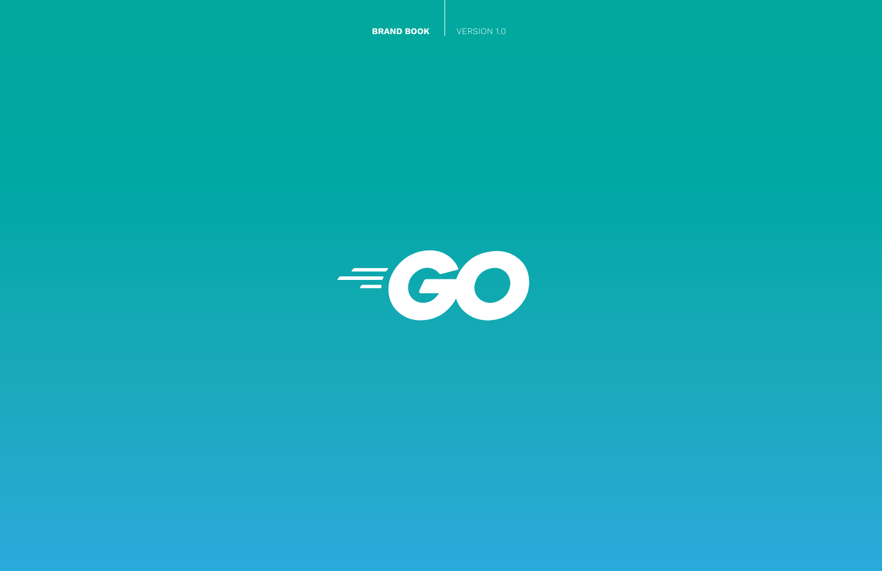**BRAND BOOK** | VERSION 1.0

# GO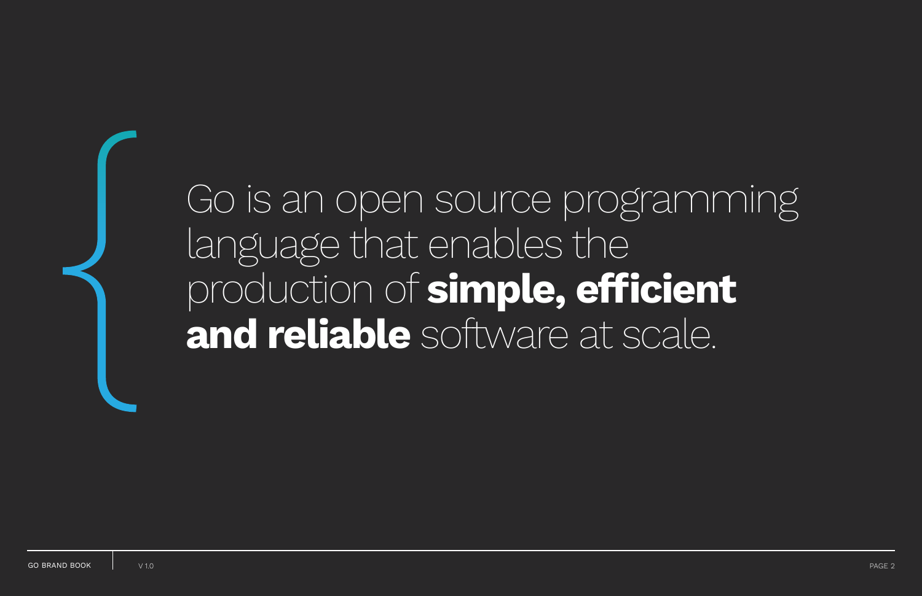Go is an open source programming language that enables the production of **simple, efficient and reliable** software at scale.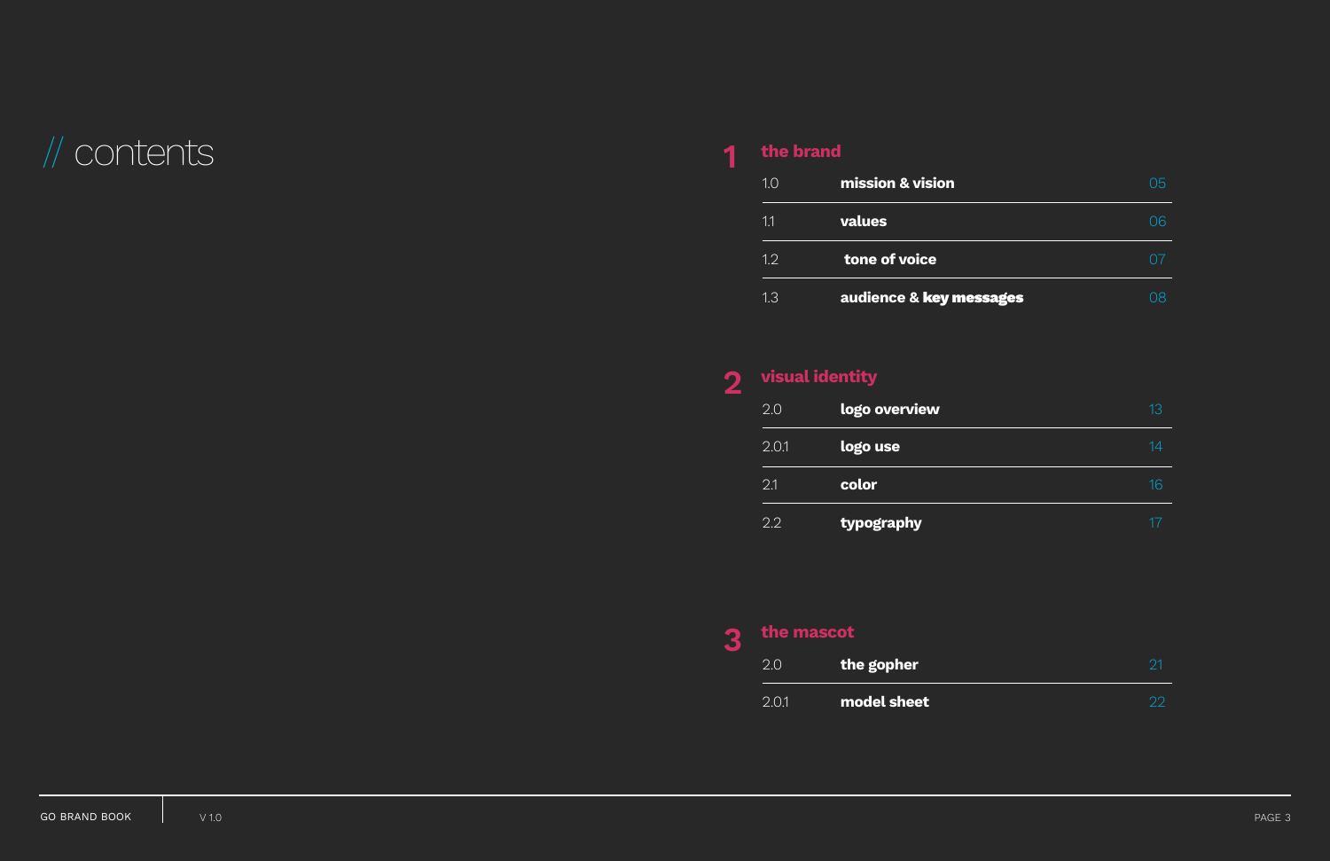# // contents

## 1 the brand

| | | |
|---|---|---|
| 1.0 | **mission & vision** | 05 |
| 1.1 | **values** | 06 |
| 1.2 | **tone of voice** | 07 |
| 1.3 | **audience & key messages** | 08 |

## 2 visual identity

| | | |
|---|---|---|
| 2.0 | **logo overview** | 13 |
| 2.0.1 | **logo use** | 14 |
| 2.1 | **color** | 16 |
| 2.2 | **typography** | 17 |

## 3 the mascot

| | | |
|---|---|---|
| 2.0 | **the gopher** | 21 |
| 2.0.1 | **model sheet** | 22 |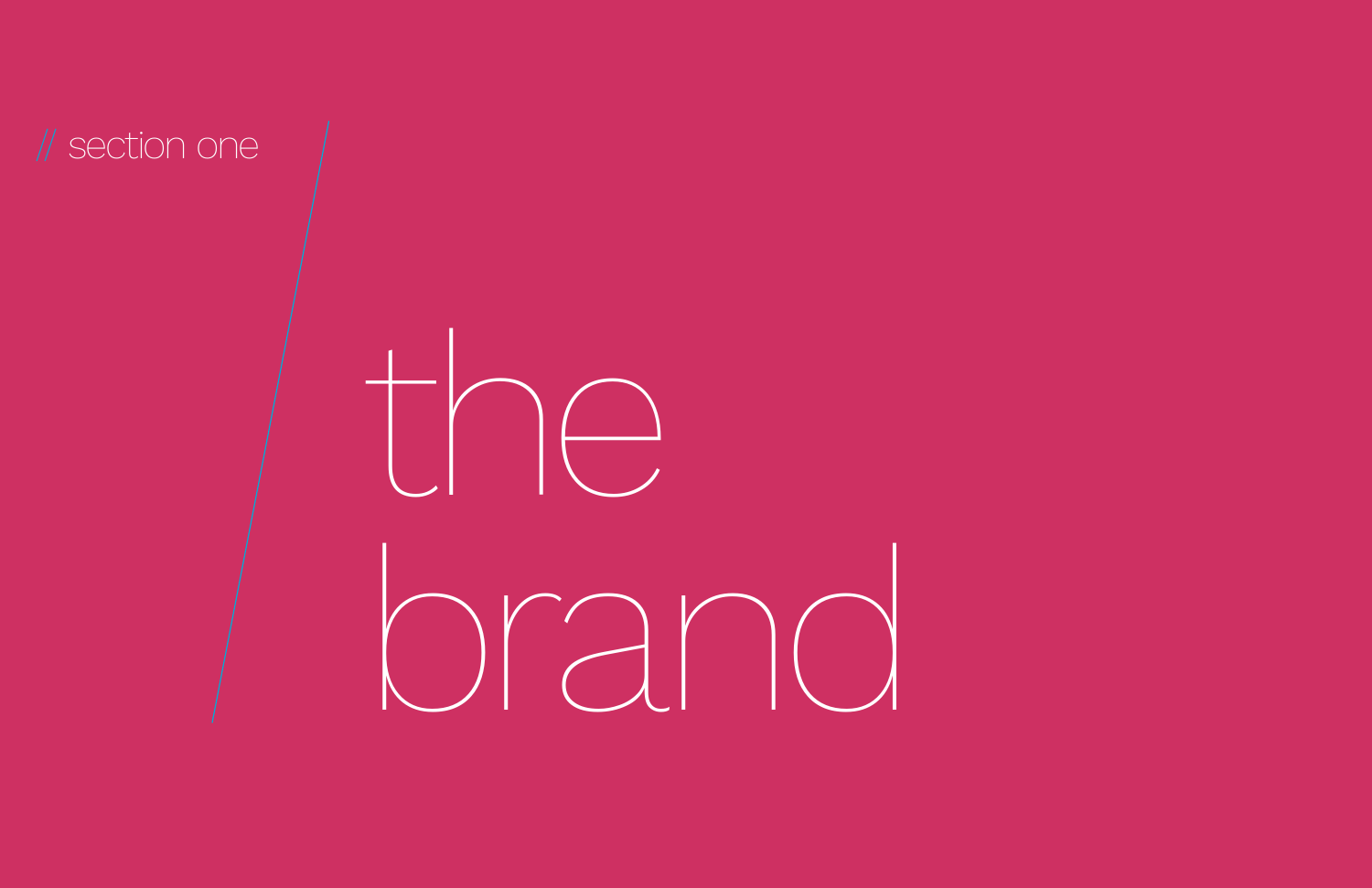// section one

# the brand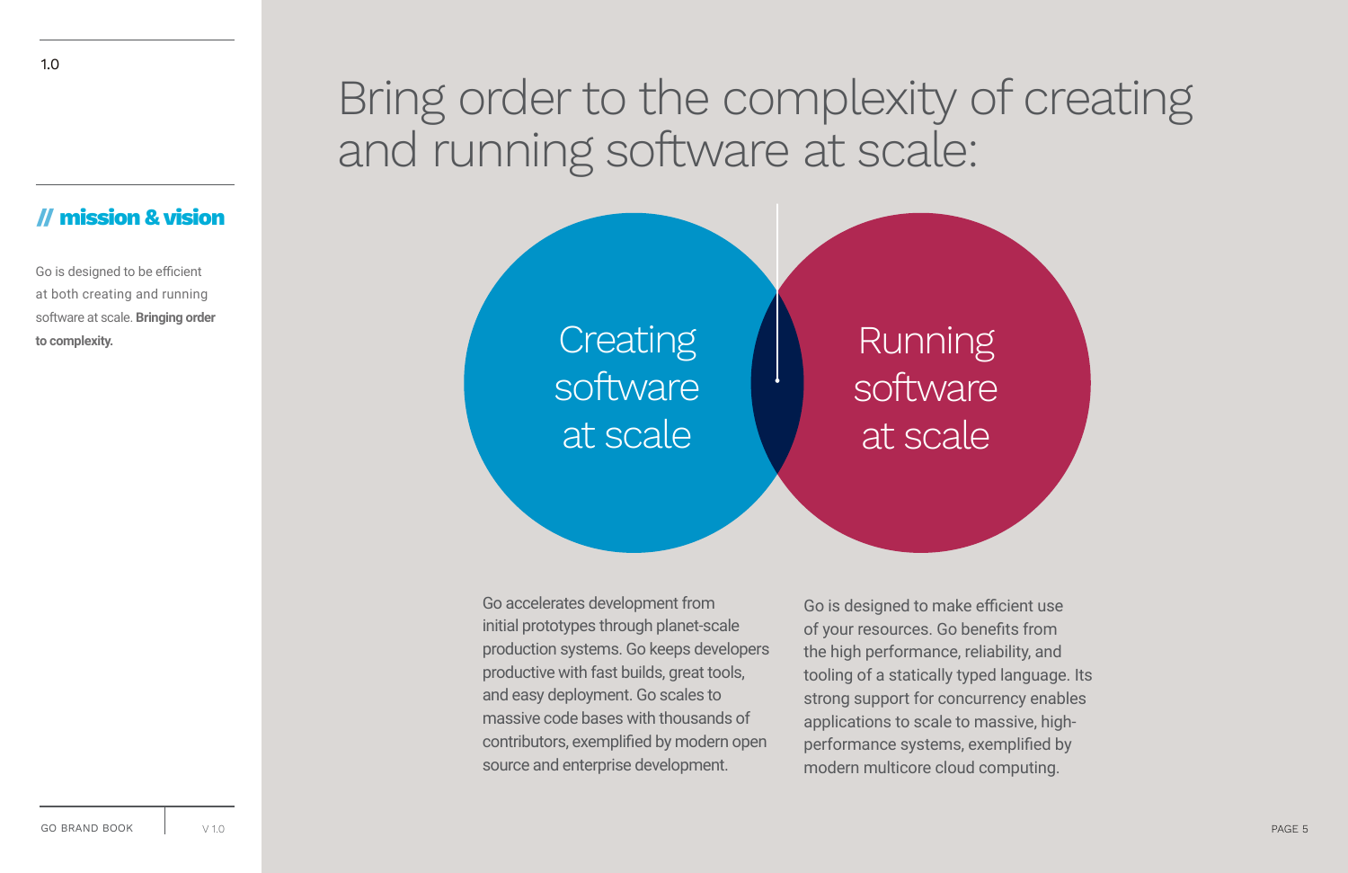1.0

## // mission & vision

Go is designed to be efficient at both creating and running software at scale. **Bringing order to complexity.**

# Bring order to the complexity of creating and running software at scale:

**Creating software at scale**

**Running software at scale**

Go accelerates development from initial prototypes through planet-scale production systems. Go keeps developers productive with fast builds, great tools, and easy deployment. Go scales to massive code bases with thousands of contributors, exemplified by modern open source and enterprise development.

Go is designed to make efficient use of your resources. Go benefits from the high performance, reliability, and tooling of a statically typed language. Its strong support for concurrency enables applications to scale to massive, high-performance systems, exemplified by modern multicore cloud computing.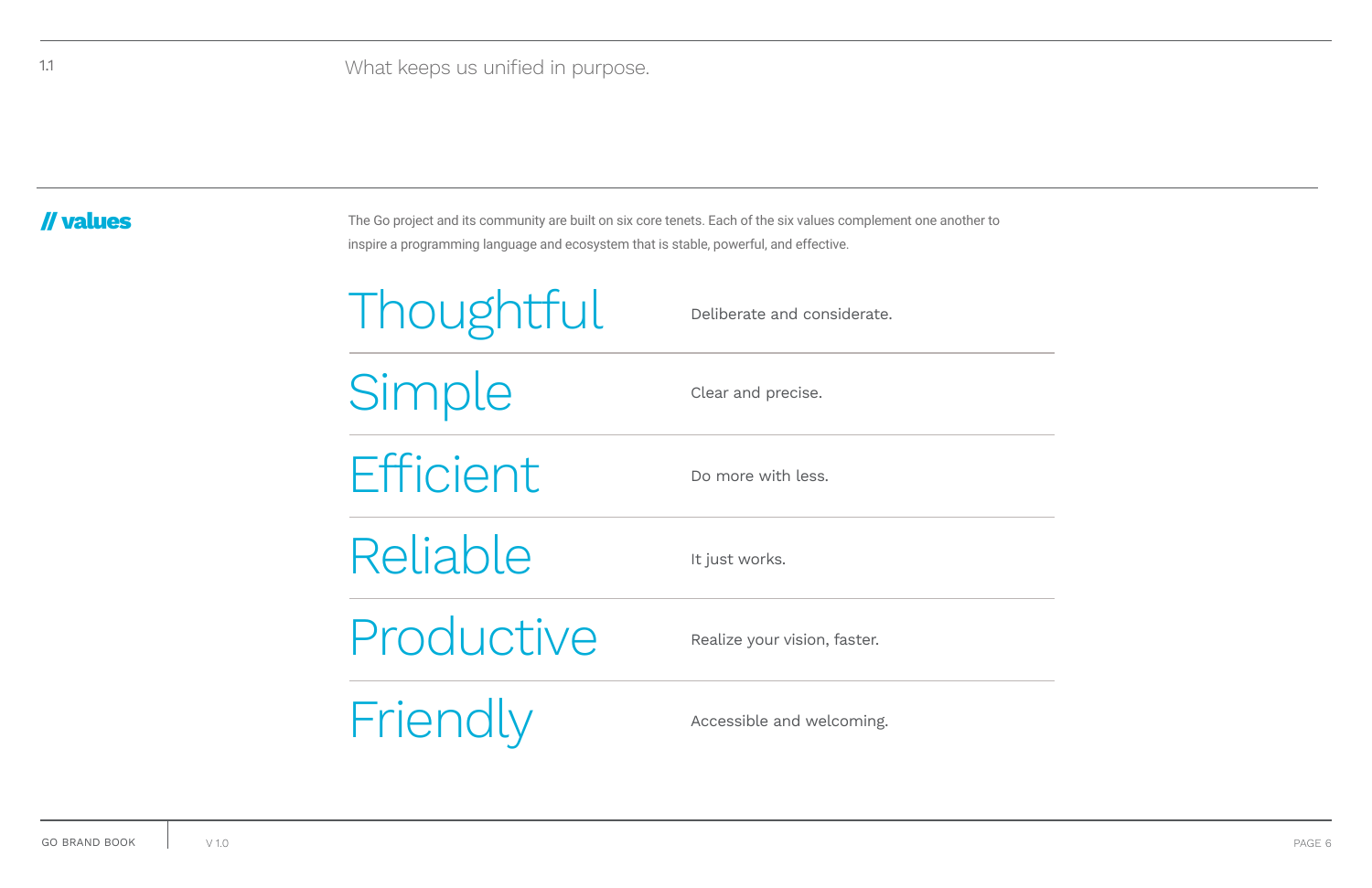1.1 What keeps us unified in purpose.

## // values

The Go project and its community are built on six core tenets. Each of the six values complement one another to inspire a programming language and ecosystem that is stable, powerful, and effective.

| | |
|---|---|
| Thoughtful | Deliberate and considerate. |
| Simple | Clear and precise. |
| Efficient | Do more with less. |
| Reliable | It just works. |
| Productive | Realize your vision, faster. |
| Friendly | Accessible and welcoming. |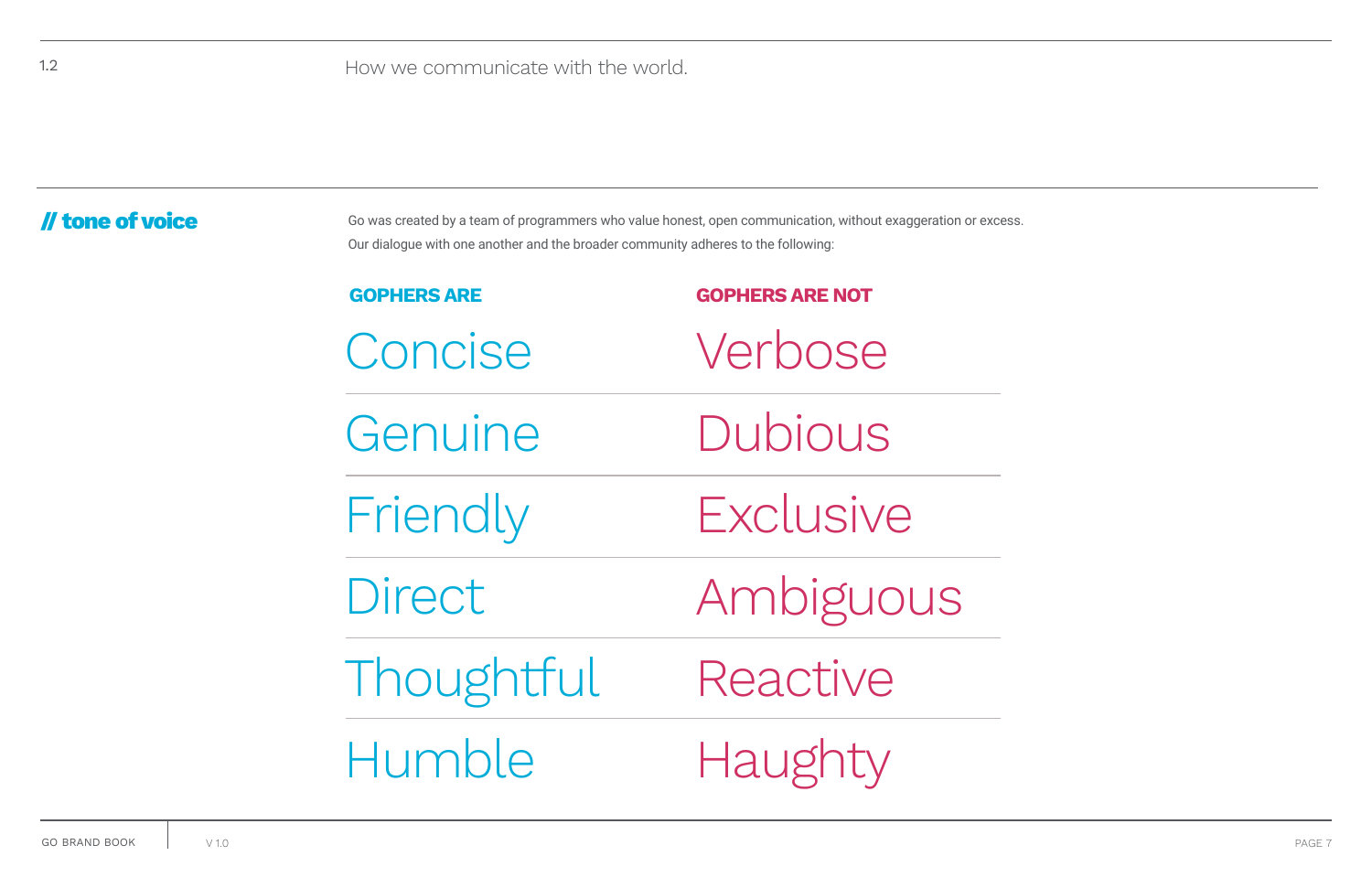1.2

How we communicate with the world.

## // tone of voice

Go was created by a team of programmers who value honest, open communication, without exaggeration or excess. Our dialogue with one another and the broader community adheres to the following:

| GOPHERS ARE | GOPHERS ARE NOT |
|---|---|
| Concise | Verbose |
| Genuine | Dubious |
| Friendly | Exclusive |
| Direct | Ambiguous |
| Thoughtful | Reactive |
| Humble | Haughty |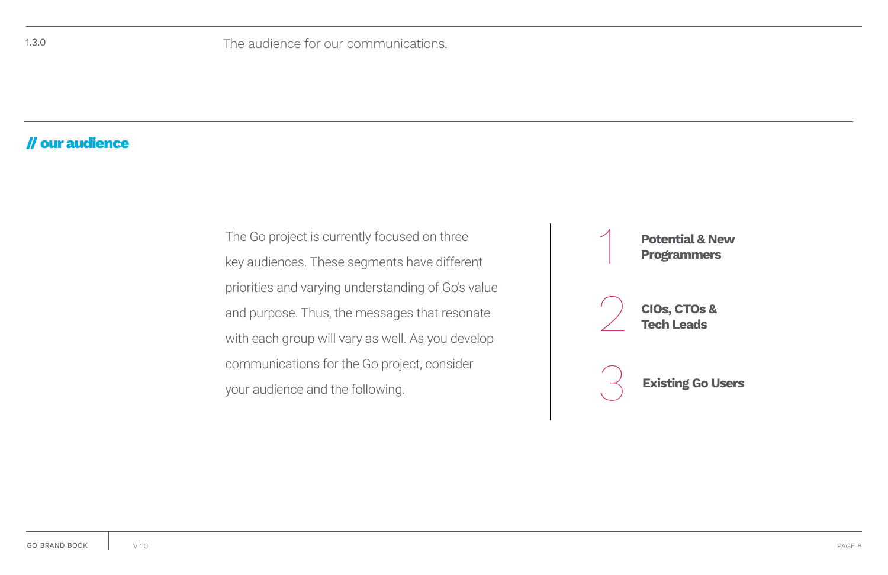1.3.0 The audience for our communications.

## // our audience

The Go project is currently focused on three key audiences. These segments have different priorities and varying understanding of Go's value and purpose. Thus, the messages that resonate with each group will vary as well. As you develop communications for the Go project, consider your audience and the following.

1. **Potential & New Programmers**
2. **CIOs, CTOs & Tech Leads**
3. **Existing Go Users**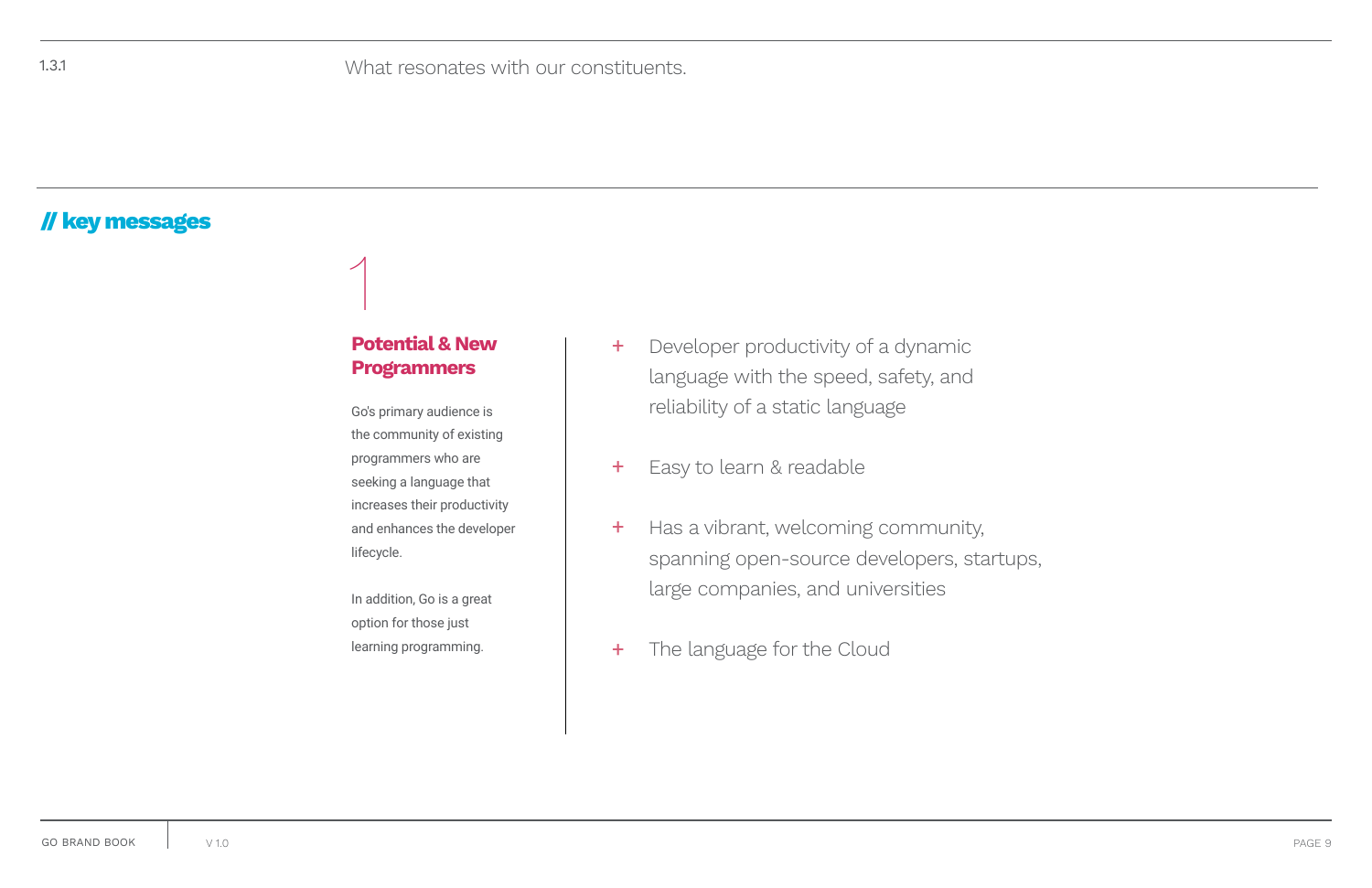1.3.1 What resonates with our constituents.

## // key messages

1

### Potential & New Programmers

Go's primary audience is the community of existing programmers who are seeking a language that increases their productivity and enhances the developer lifecycle.

In addition, Go is a great option for those just learning programming.

+ Developer productivity of a dynamic language with the speed, safety, and reliability of a static language
+ Easy to learn & readable
+ Has a vibrant, welcoming community, spanning open-source developers, startups, large companies, and universities
+ The language for the Cloud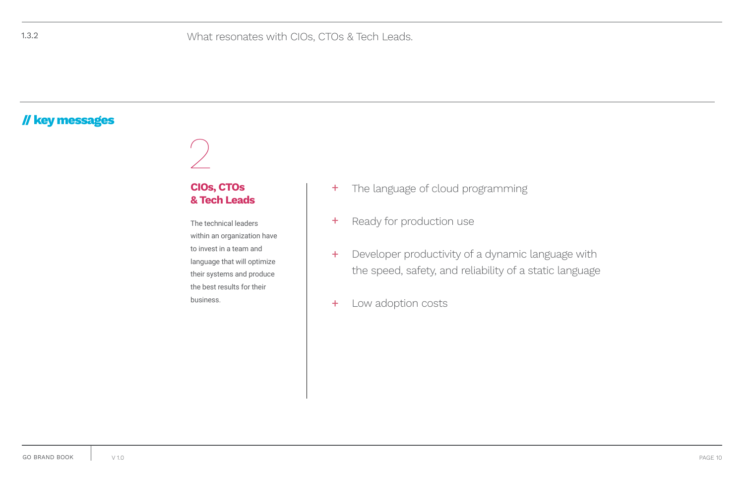1.3.2

# What resonates with CIOs, CTOs & Tech Leads.

## // key messages

2

### CIOs, CTOs & Tech Leads

The technical leaders within an organization have to invest in a team and language that will optimize their systems and produce the best results for their business.

- The language of cloud programming
- Ready for production use
- Developer productivity of a dynamic language with the speed, safety, and reliability of a static language
- Low adoption costs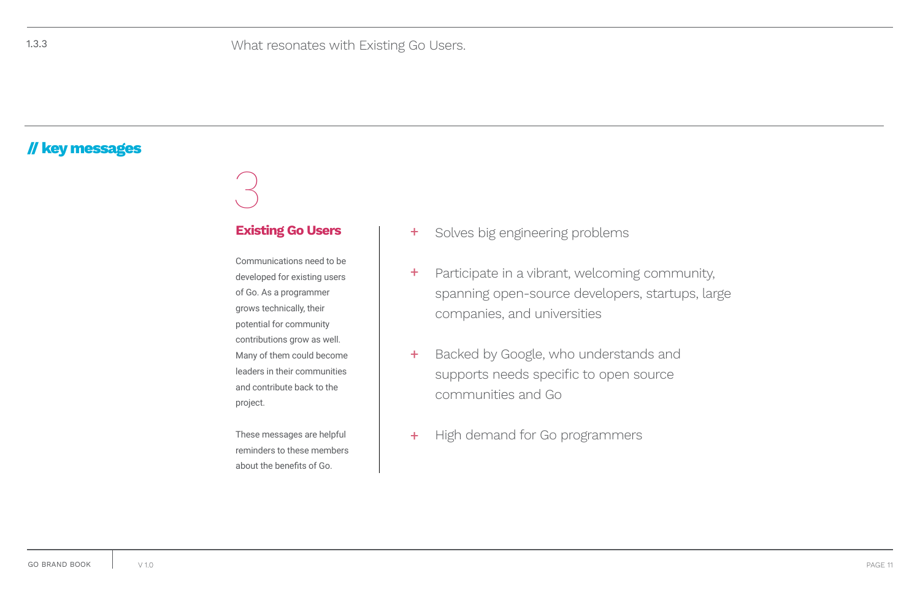1.3.3 What resonates with Existing Go Users.

## // key messages

3

### Existing Go Users

Communications need to be developed for existing users of Go. As a programmer grows technically, their potential for community contributions grow as well. Many of them could become leaders in their communities and contribute back to the project.

These messages are helpful reminders to these members about the benefits of Go.

+ Solves big engineering problems
+ Participate in a vibrant, welcoming community, spanning open-source developers, startups, large companies, and universities
+ Backed by Google, who understands and supports needs specific to open source communities and Go
+ High demand for Go programmers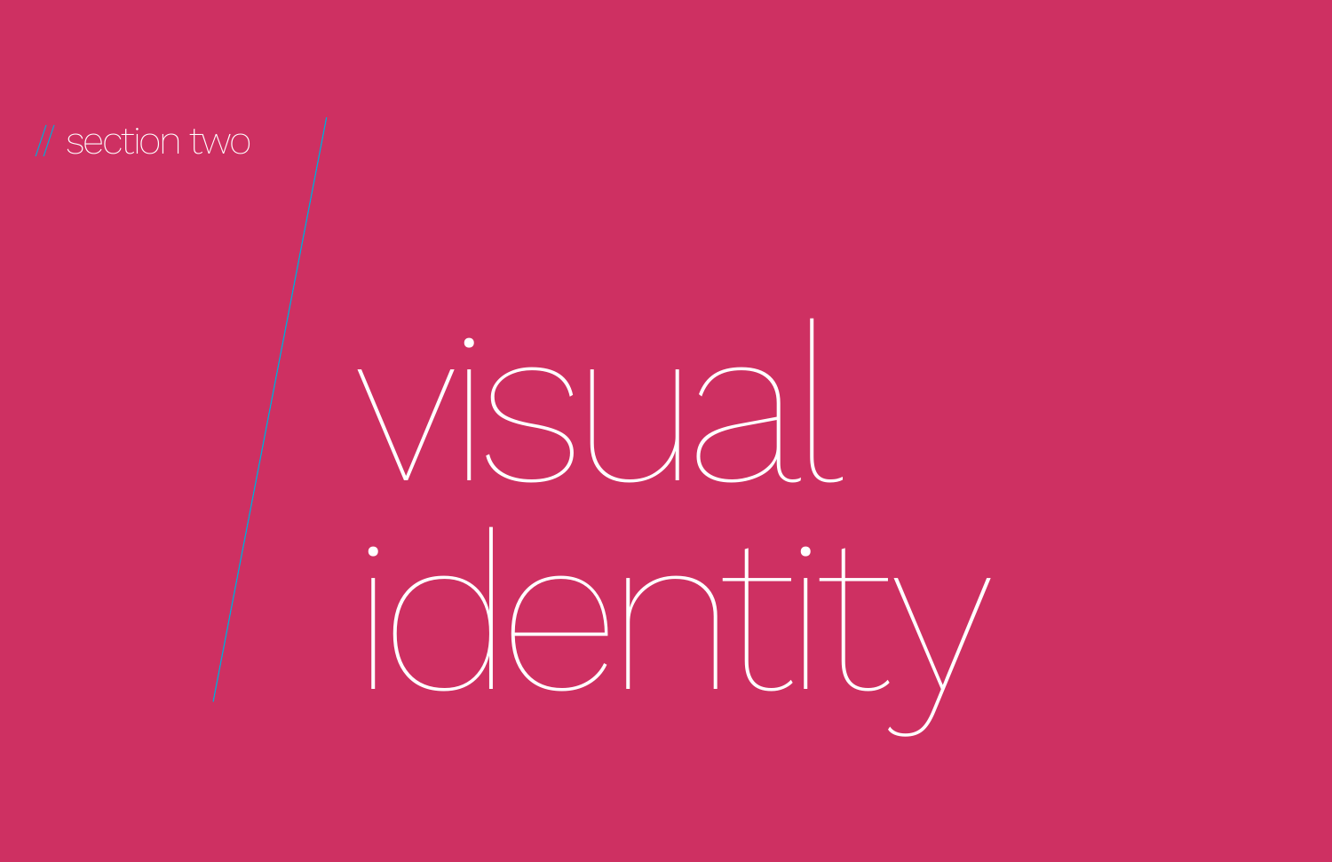// section two

# visual identity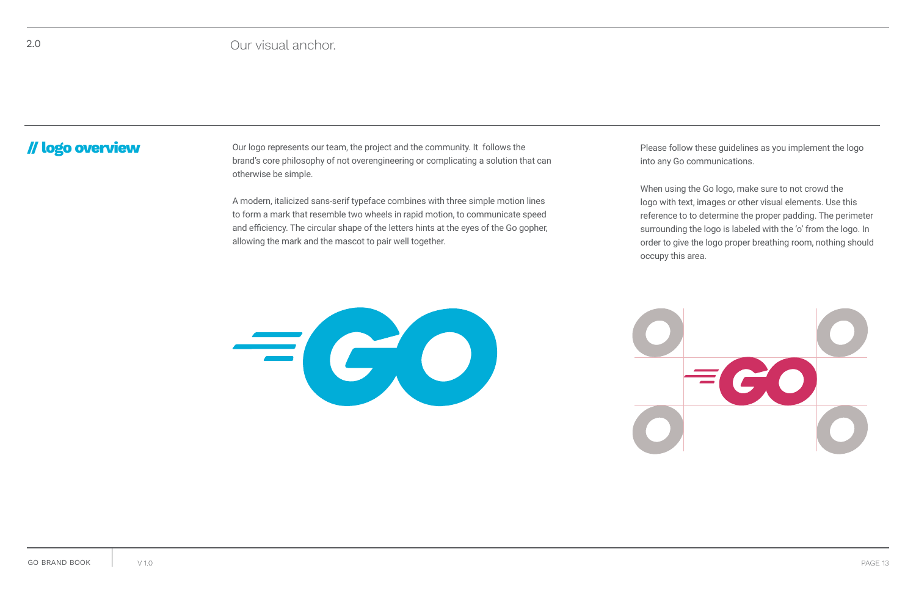## 2.0 Our visual anchor.

### // logo overview

Our logo represents our team, the project and the community. It follows the brand's core philosophy of not overengineering or complicating a solution that can otherwise be simple.

A modern, italicized sans-serif typeface combines with three simple motion lines to form a mark that resemble two wheels in rapid motion, to communicate speed and efficiency. The circular shape of the letters hints at the eyes of the Go gopher, allowing the mark and the mascot to pair well together.

Please follow these guidelines as you implement the logo into any Go communications.

When using the Go logo, make sure to not crowd the logo with text, images or other visual elements. Use this reference to to determine the proper padding. The perimeter surrounding the logo is labeled with the 'o' from the logo. In order to give the logo proper breathing room, nothing should occupy this area.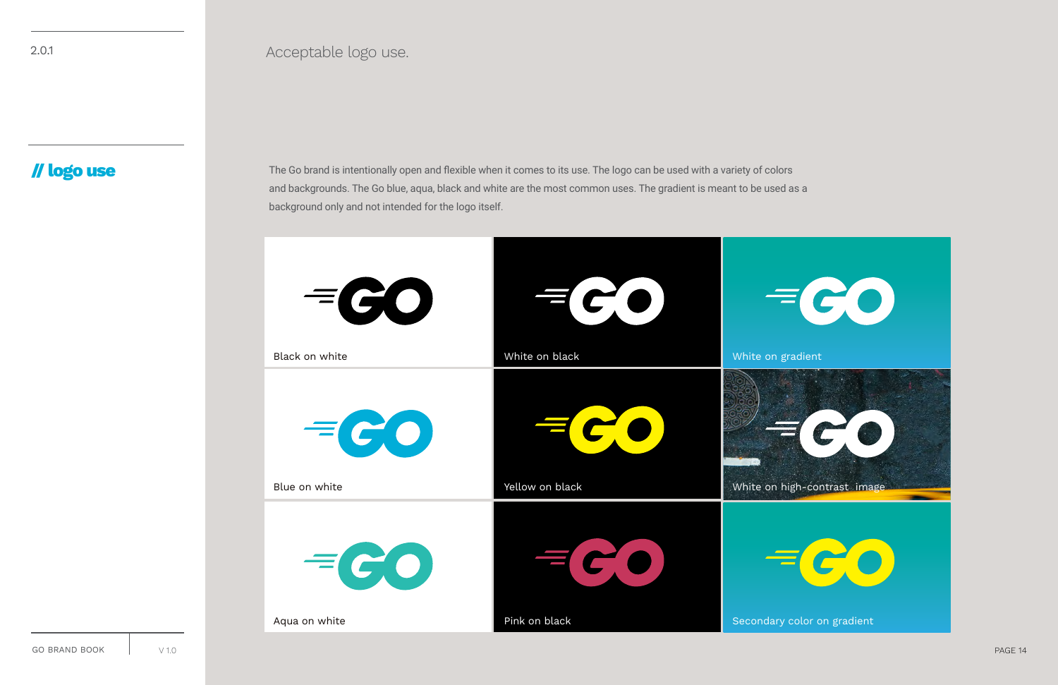2.0.1

## // logo use

# Acceptable logo use.

The Go brand is intentionally open and flexible when it comes to its use. The logo can be used with a variety of colors and backgrounds. The Go blue, aqua, black and white are the most common uses. The gradient is meant to be used as a background only and not intended for the logo itself.

Black on white

White on black

White on gradient

Blue on white

Yellow on black

White on high-contrast image

Aqua on white

Pink on black

Secondary color on gradient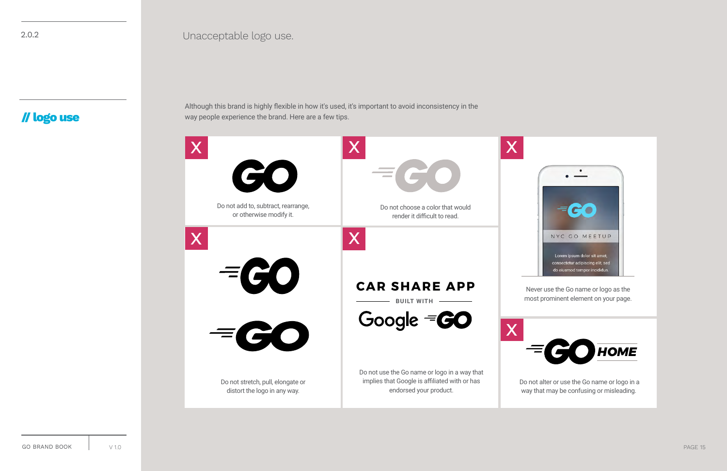2.0.2

// logo use

# Unacceptable logo use.

Although this brand is highly flexible in how it's used, it's important to avoid inconsistency in the way people experience the brand. Here are a few tips.

X — Do not add to, subtract, rearrange, or otherwise modify it.

X — Do not choose a color that would render it difficult to read.

X — Never use the Go name or logo as the most prominent element on your page.

X — Do not stretch, pull, elongate or distort the logo in any way.

X — Do not use the Go name or logo in a way that implies that Google is affiliated with or has endorsed your product.

X — Do not alter or use the Go name or logo in a way that may be confusing or misleading.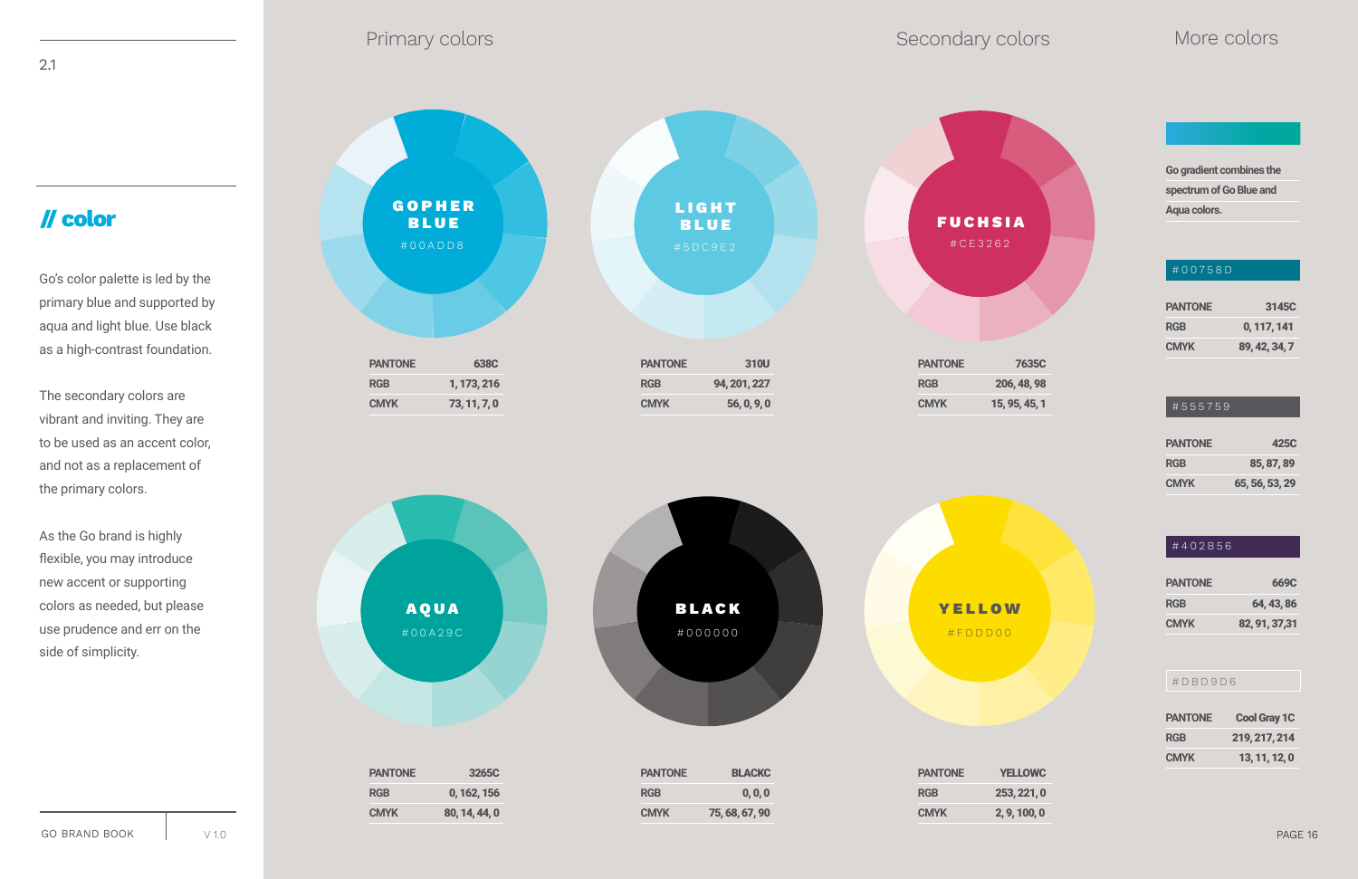2.1

## // color

Go's color palette is led by the primary blue and supported by aqua and light blue. Use black as a high-contrast foundation.

The secondary colors are vibrant and inviting. They are to be used as an accent color, and not as a replacement of the primary colors.

As the Go brand is highly flexible, you may introduce new accent or supporting colors as needed, but please use prudence and err on the side of simplicity.

### Primary colors

**GOPHER BLUE**
#00ADD8

| PANTONE | 638C |
|---|---|
| RGB | 1, 173, 216 |
| CMYK | 73, 11, 7, 0 |

**LIGHT BLUE**
#5DC9E2

| PANTONE | 310U |
|---|---|
| RGB | 94, 201, 227 |
| CMYK | 56, 0, 9, 0 |

**AQUA**
#00A29C

| PANTONE | 3265C |
|---|---|
| RGB | 0, 162, 156 |
| CMYK | 80, 14, 44, 0 |

**BLACK**
#000000

| PANTONE | BLACKC |
|---|---|
| RGB | 0, 0, 0 |
| CMYK | 75, 68, 67, 90 |

### Secondary colors

**FUCHSIA**
#CE3262

| PANTONE | 7635C |
|---|---|
| RGB | 206, 48, 98 |
| CMYK | 15, 95, 45, 1 |

**YELLOW**
#FDDD00

| PANTONE | YELLOWC |
|---|---|
| RGB | 253, 221, 0 |
| CMYK | 2, 9, 100, 0 |

### More colors

Go gradient combines the spectrum of Go Blue and Aqua colors.

#00758D

| PANTONE | 3145C |
|---|---|
| RGB | 0, 117, 141 |
| CMYK | 89, 42, 34, 7 |

#555759

| PANTONE | 425C |
|---|---|
| RGB | 85, 87, 89 |
| CMYK | 65, 56, 53, 29 |

#402B56

| PANTONE | 669C |
|---|---|
| RGB | 64, 43, 86 |
| CMYK | 82, 91, 37, 31 |

#DBD9D6

| PANTONE | Cool Gray 1C |
|---|---|
| RGB | 219, 217, 214 |
| CMYK | 13, 11, 12, 0 |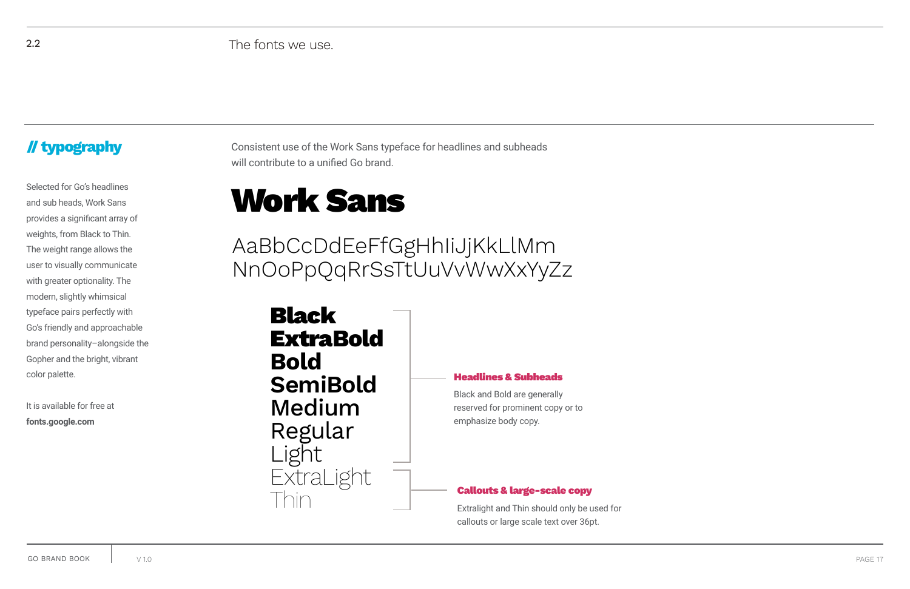## 2.2 The fonts we use.

### // typography

Selected for Go's headlines and sub heads, Work Sans provides a significant array of weights, from Black to Thin. The weight range allows the user to visually communicate with greater optionality. The modern, slightly whimsical typeface pairs perfectly with Go's friendly and approachable brand personality–alongside the Gopher and the bright, vibrant color palette.

It is available for free at **fonts.google.com**

Consistent use of the Work Sans typeface for headlines and subheads will contribute to a unified Go brand.

# Work Sans

AaBbCcDdEeFfGgHhIiJjKkLlMm
NnOoPpQqRrSsTtUuVvWwXxYyZz

**Black**
**ExtraBold**
**Bold**
**SemiBold**
Medium
Regular
Light
ExtraLight
Thin

**Headlines & Subheads**

Black and Bold are generally reserved for prominent copy or to emphasize body copy.

**Callouts & large-scale copy**

Extralight and Thin should only be used for callouts or large scale text over 36pt.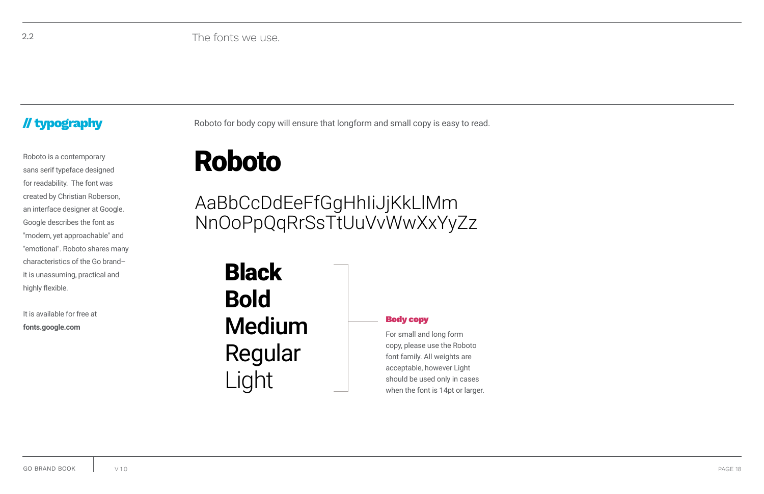2.2 The fonts we use.

## // typography

Roboto is a contemporary sans serif typeface designed for readability. The font was created by Christian Roberson, an interface designer at Google. Google describes the font as "modern, yet approachable" and "emotional". Roboto shares many characteristics of the Go brand– it is unassuming, practical and highly flexible.

It is available for free at **fonts.google.com**

Roboto for body copy will ensure that longform and small copy is easy to read.

# Roboto

AaBbCcDdEeFfGgHhIiJjKkLlMm
NnOoPpQqRrSsTtUuVvWwXxYyZz

**Black**
**Bold**
**Medium**
Regular
Light

**Body copy**

For small and long form copy, please use the Roboto font family. All weights are acceptable, however Light should be used only in cases when the font is 14pt or larger.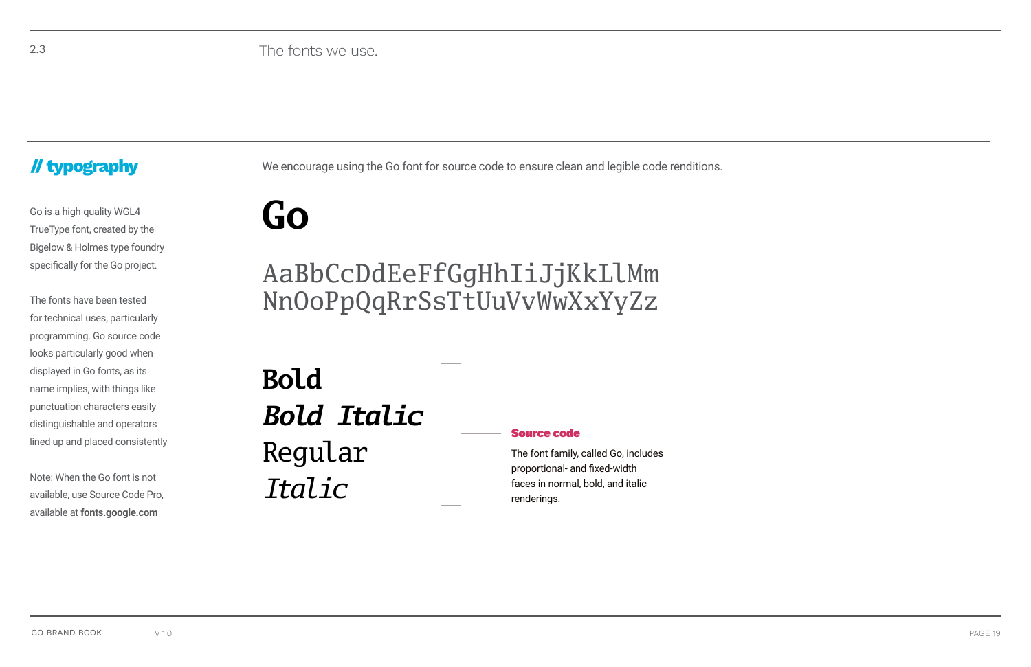2.3

The fonts we use.

## // typography

Go is a high-quality WGL4 TrueType font, created by the Bigelow & Holmes type foundry specifically for the Go project.

The fonts have been tested for technical uses, particularly programming. Go source code looks particularly good when displayed in Go fonts, as its name implies, with things like punctuation characters easily distinguishable and operators lined up and placed consistently

Note: When the Go font is not available, use Source Code Pro, available at **fonts.google.com**

We encourage using the Go font for source code to ensure clean and legible code renditions.

# Go

AaBbCcDdEeFfGgHhIiJjKkLlMm
NnOoPpQqRrSsTtUuVvWwXxYyZz

**Bold**

***Bold Italic***

Regular

*Italic*

### Source code

The font family, called Go, includes proportional- and fixed-width faces in normal, bold, and italic renderings.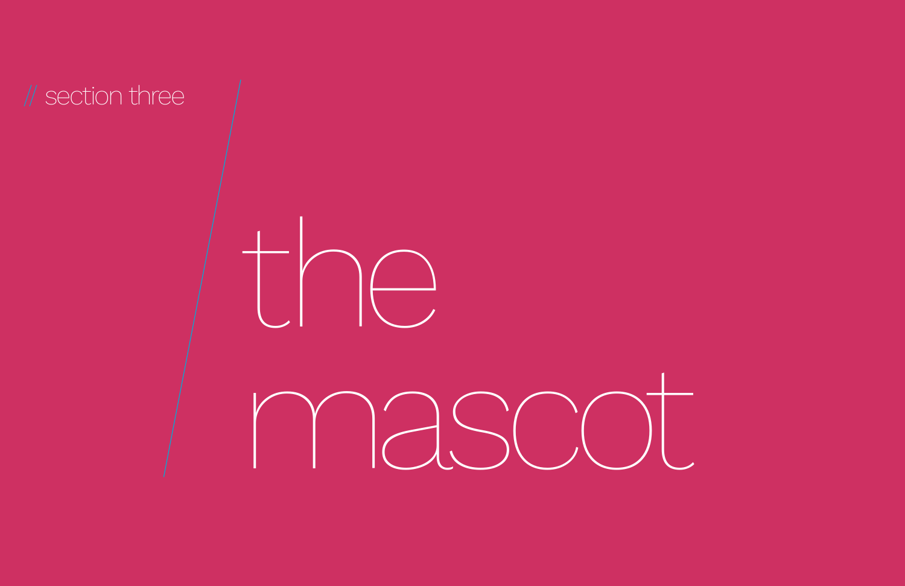// section three

# the mascot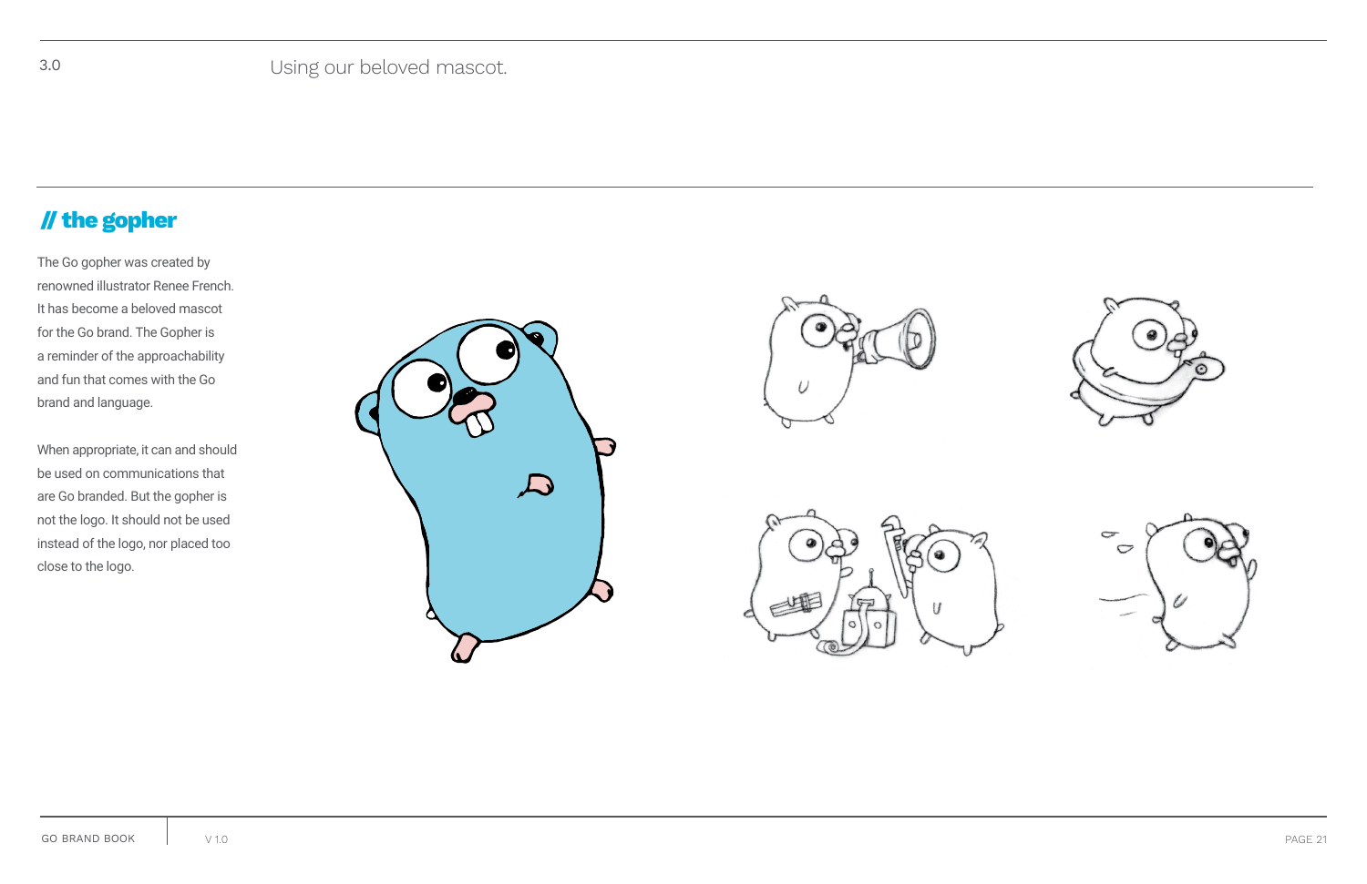3.0 Using our beloved mascot.

## // the gopher

The Go gopher was created by renowned illustrator Renee French. It has become a beloved mascot for the Go brand. The Gopher is a reminder of the approachability and fun that comes with the Go brand and language.

When appropriate, it can and should be used on communications that are Go branded. But the gopher is not the logo. It should not be used instead of the logo, nor placed too close to the logo.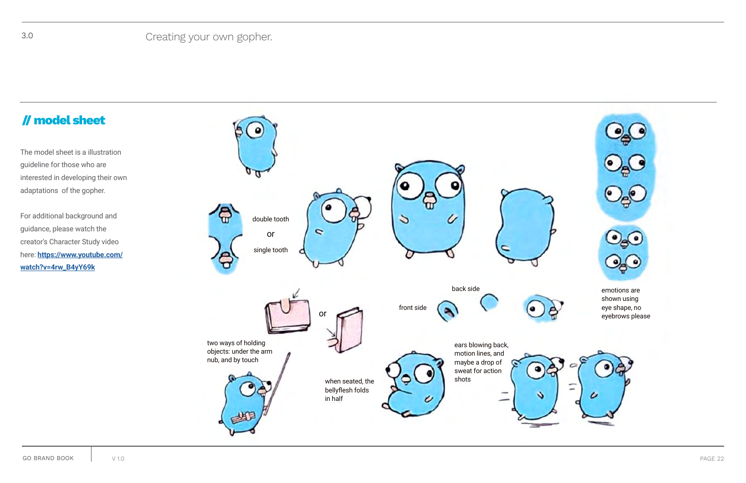## 3.0 Creating your own gopher.

### // model sheet

The model sheet is a illustration guideline for those who are interested in developing their own adaptations of the gopher.

For additional background and guidance, please watch the creator's Character Study video here: [https://www.youtube.com/watch?v=4rw_B4yY69k](https://www.youtube.com/watch?v=4rw_B4yY69k)

double tooth

or

single tooth

back side

front side

emotions are shown using eye shape, no eyebrows please

or

two ways of holding objects: under the arm nub, and by touch

when seated, the bellyflesh folds in half

ears blowing back, motion lines, and maybe a drop of sweat for action shots